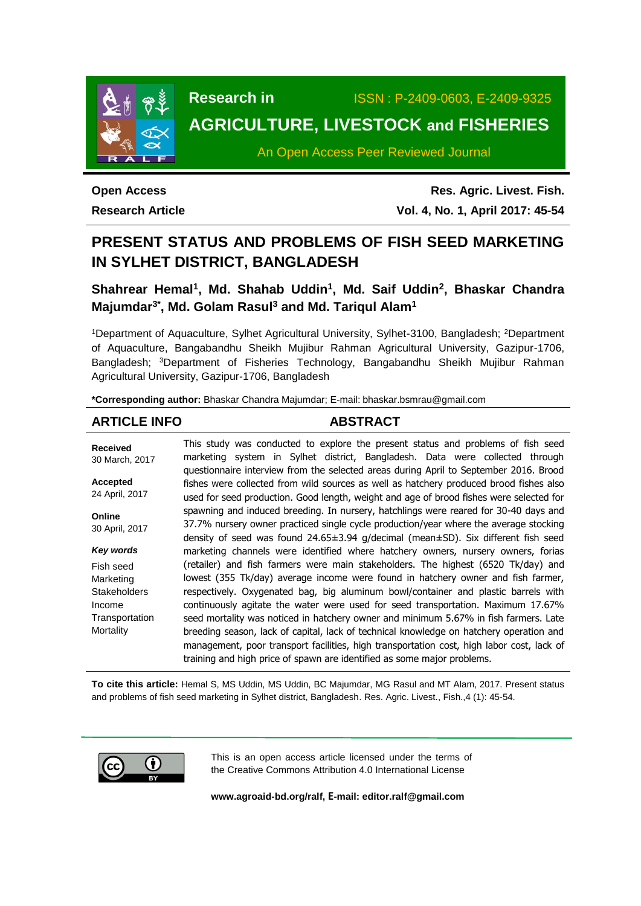Research in AGRICULTURE, LIVESTOCK and FISHERIES

ISSN : P-2409-0603, E-2409-9325

An Open Access Peer Reviewed Journal

**Open Access**
**Research Article**

**Res. Agric. Livest. Fish.**
**Vol. 4, No. 1, April 2017: 45-54**

# PRESENT STATUS AND PROBLEMS OF FISH SEED MARKETING IN SYLHET DISTRICT, BANGLADESH

**Shahrear Hemal[1], Md. Shahab Uddin[1], Md. Saif Uddin[2], Bhaskar Chandra Majumdar[3*], Md. Golam Rasul[3] and Md. Tariqul Alam[1]**

[1]Department of Aquaculture, Sylhet Agricultural University, Sylhet-3100, Bangladesh; [2]Department of Aquaculture, Bangabandhu Sheikh Mujibur Rahman Agricultural University, Gazipur-1706, Bangladesh; [3]Department of Fisheries Technology, Bangabandhu Sheikh Mujibur Rahman Agricultural University, Gazipur-1706, Bangladesh

***Corresponding author:** Bhaskar Chandra Majumdar; E-mail: bhaskar.bsmrau@gmail.com

## ARTICLE INFO

**Received**
30 March, 2017

**Accepted**
24 April, 2017

**Online**
30 April, 2017

***Key words***
Fish seed
Marketing
Stakeholders
Income
Transportation
Mortality

## ABSTRACT

This study was conducted to explore the present status and problems of fish seed marketing system in Sylhet district, Bangladesh. Data were collected through questionnaire interview from the selected areas during April to September 2016. Brood fishes were collected from wild sources as well as hatchery produced brood fishes also used for seed production. Good length, weight and age of brood fishes were selected for spawning and induced breeding. In nursery, hatchlings were reared for 30-40 days and 37.7% nursery owner practiced single cycle production/year where the average stocking density of seed was found 24.65±3.94 g/decimal (mean±SD). Six different fish seed marketing channels were identified where hatchery owners, nursery owners, forias (retailer) and fish farmers were main stakeholders. The highest (6520 Tk/day) and lowest (355 Tk/day) average income were found in hatchery owner and fish farmer, respectively. Oxygenated bag, big aluminum bowl/container and plastic barrels with continuously agitate the water were used for seed transportation. Maximum 17.67% seed mortality was noticed in hatchery owner and minimum 5.67% in fish farmers. Late breeding season, lack of capital, lack of technical knowledge on hatchery operation and management, poor transport facilities, high transportation cost, high labor cost, lack of training and high price of spawn are identified as some major problems.

**To cite this article:** Hemal S, MS Uddin, MS Uddin, BC Majumdar, MG Rasul and MT Alam, 2017. Present status and problems of fish seed marketing in Sylhet district, Bangladesh. Res. Agric. Livest., Fish.,4 (1): 45-54.

This is an open access article licensed under the terms of the Creative Commons Attribution 4.0 International License

**www.agroaid-bd.org/ralf, E-mail: editor.ralf@gmail.com**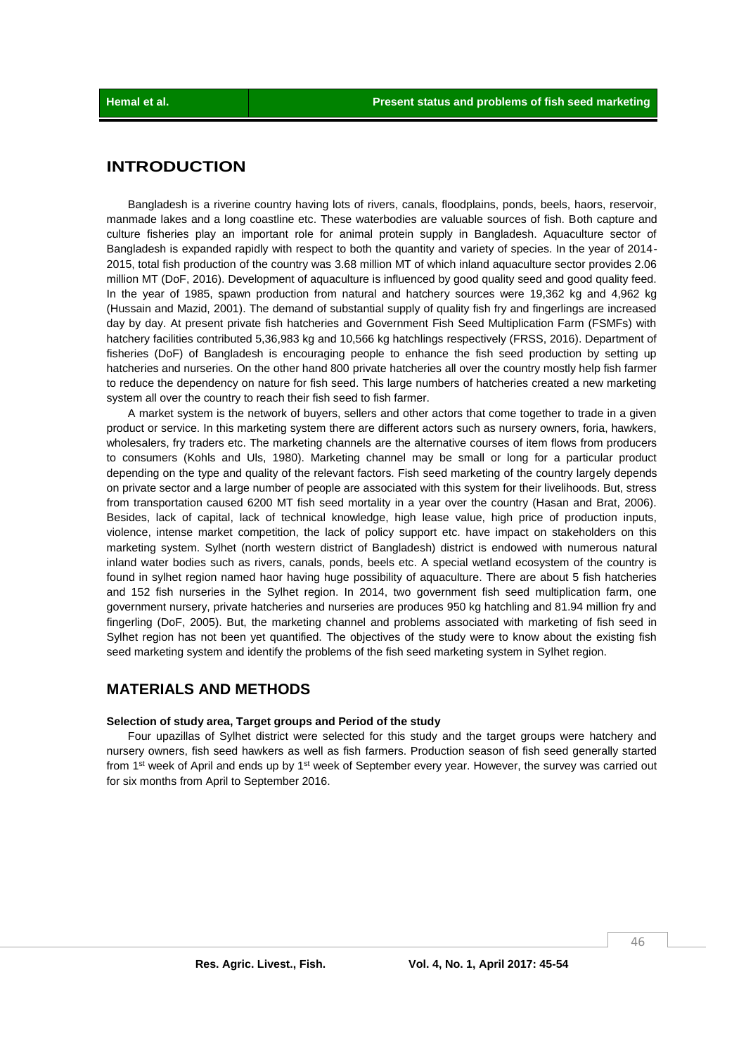## INTRODUCTION

Bangladesh is a riverine country having lots of rivers, canals, floodplains, ponds, beels, haors, reservoir, manmade lakes and a long coastline etc. These waterbodies are valuable sources of fish. Both capture and culture fisheries play an important role for animal protein supply in Bangladesh. Aquaculture sector of Bangladesh is expanded rapidly with respect to both the quantity and variety of species. In the year of 2014-2015, total fish production of the country was 3.68 million MT of which inland aquaculture sector provides 2.06 million MT (DoF, 2016). Development of aquaculture is influenced by good quality seed and good quality feed. In the year of 1985, spawn production from natural and hatchery sources were 19,362 kg and 4,962 kg (Hussain and Mazid, 2001). The demand of substantial supply of quality fish fry and fingerlings are increased day by day. At present private fish hatcheries and Government Fish Seed Multiplication Farm (FSMFs) with hatchery facilities contributed 5,36,983 kg and 10,566 kg hatchlings respectively (FRSS, 2016). Department of fisheries (DoF) of Bangladesh is encouraging people to enhance the fish seed production by setting up hatcheries and nurseries. On the other hand 800 private hatcheries all over the country mostly help fish farmer to reduce the dependency on nature for fish seed. This large numbers of hatcheries created a new marketing system all over the country to reach their fish seed to fish farmer.

A market system is the network of buyers, sellers and other actors that come together to trade in a given product or service. In this marketing system there are different actors such as nursery owners, foria, hawkers, wholesalers, fry traders etc. The marketing channels are the alternative courses of item flows from producers to consumers (Kohls and Uls, 1980). Marketing channel may be small or long for a particular product depending on the type and quality of the relevant factors. Fish seed marketing of the country largely depends on private sector and a large number of people are associated with this system for their livelihoods. But, stress from transportation caused 6200 MT fish seed mortality in a year over the country (Hasan and Brat, 2006). Besides, lack of capital, lack of technical knowledge, high lease value, high price of production inputs, violence, intense market competition, the lack of policy support etc. have impact on stakeholders on this marketing system. Sylhet (north western district of Bangladesh) district is endowed with numerous natural inland water bodies such as rivers, canals, ponds, beels etc. A special wetland ecosystem of the country is found in sylhet region named haor having huge possibility of aquaculture. There are about 5 fish hatcheries and 152 fish nurseries in the Sylhet region. In 2014, two government fish seed multiplication farm, one government nursery, private hatcheries and nurseries are produces 950 kg hatchling and 81.94 million fry and fingerling (DoF, 2005). But, the marketing channel and problems associated with marketing of fish seed in Sylhet region has not been yet quantified. The objectives of the study were to know about the existing fish seed marketing system and identify the problems of the fish seed marketing system in Sylhet region.

## MATERIALS AND METHODS

### Selection of study area, Target groups and Period of the study

Four upazillas of Sylhet district were selected for this study and the target groups were hatchery and nursery owners, fish seed hawkers as well as fish farmers. Production season of fish seed generally started from 1st week of April and ends up by 1st week of September every year. However, the survey was carried out for six months from April to September 2016.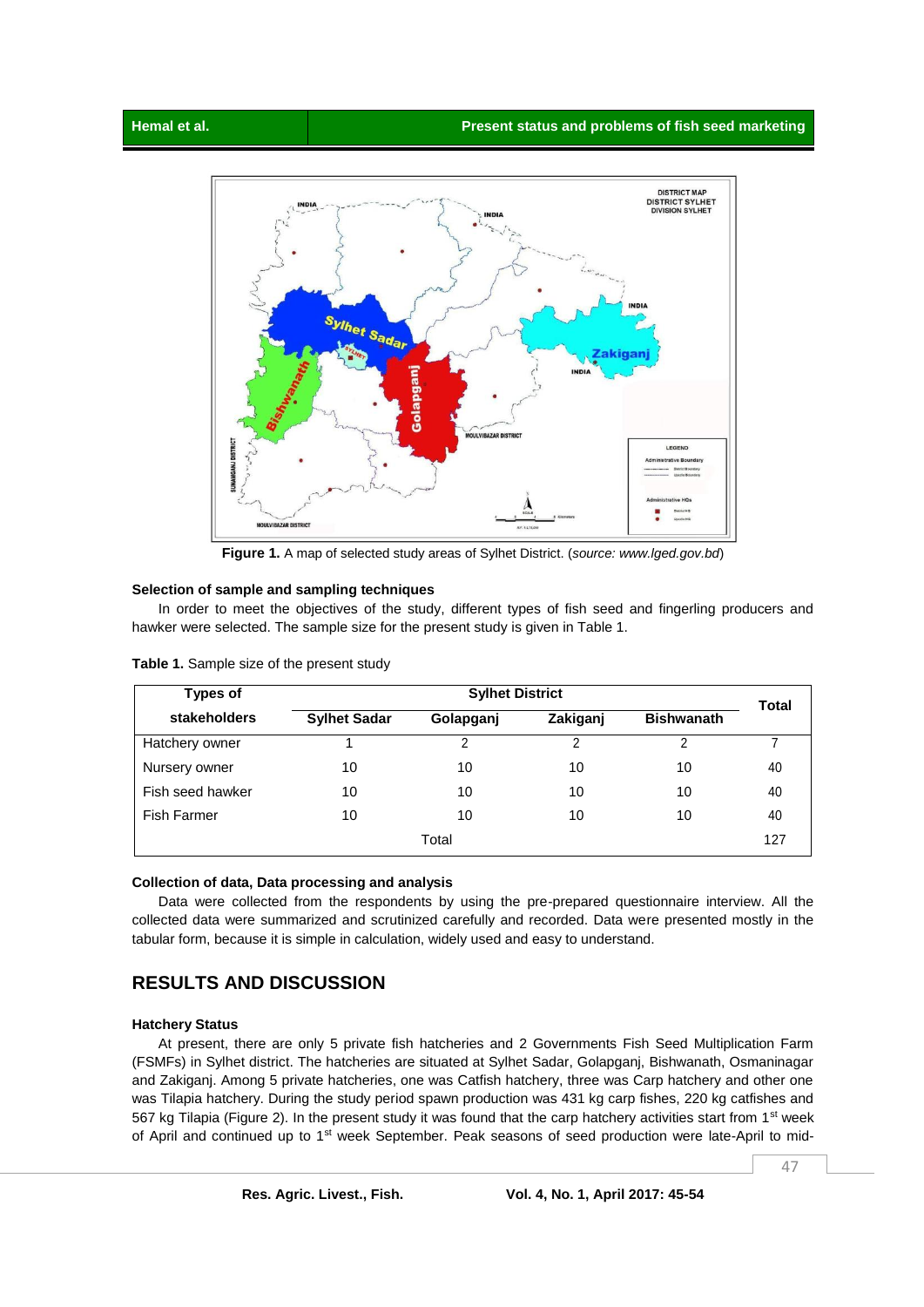Figure 1. A map of selected study areas of Sylhet District. (*source: www.lged.gov.bd*)

#### Selection of sample and sampling techniques

In order to meet the objectives of the study, different types of fish seed and fingerling producers and hawker were selected. The sample size for the present study is given in Table 1.

**Table 1.** Sample size of the present study

| Types of stakeholders | Sylhet District | | | | Total |
|---|---|---|---|---|---|
| | Sylhet Sadar | Golapganj | Zakiganj | Bishwanath | |
| Hatchery owner | 1 | 2 | 2 | 2 | 7 |
| Nursery owner | 10 | 10 | 10 | 10 | 40 |
| Fish seed hawker | 10 | 10 | 10 | 10 | 40 |
| Fish Farmer | 10 | 10 | 10 | 10 | 40 |
| | Total | | | | 127 |

#### Collection of data, Data processing and analysis

Data were collected from the respondents by using the pre-prepared questionnaire interview. All the collected data were summarized and scrutinized carefully and recorded. Data were presented mostly in the tabular form, because it is simple in calculation, widely used and easy to understand.

## RESULTS AND DISCUSSION

#### Hatchery Status

At present, there are only 5 private fish hatcheries and 2 Governments Fish Seed Multiplication Farm (FSMFs) in Sylhet district. The hatcheries are situated at Sylhet Sadar, Golapganj, Bishwanath, Osmaninagar and Zakiganj. Among 5 private hatcheries, one was Catfish hatchery, three was Carp hatchery and other one was Tilapia hatchery. During the study period spawn production was 431 kg carp fishes, 220 kg catfishes and 567 kg Tilapia (Figure 2). In the present study it was found that the carp hatchery activities start from 1st week of April and continued up to 1st week September. Peak seasons of seed production were late-April to mid-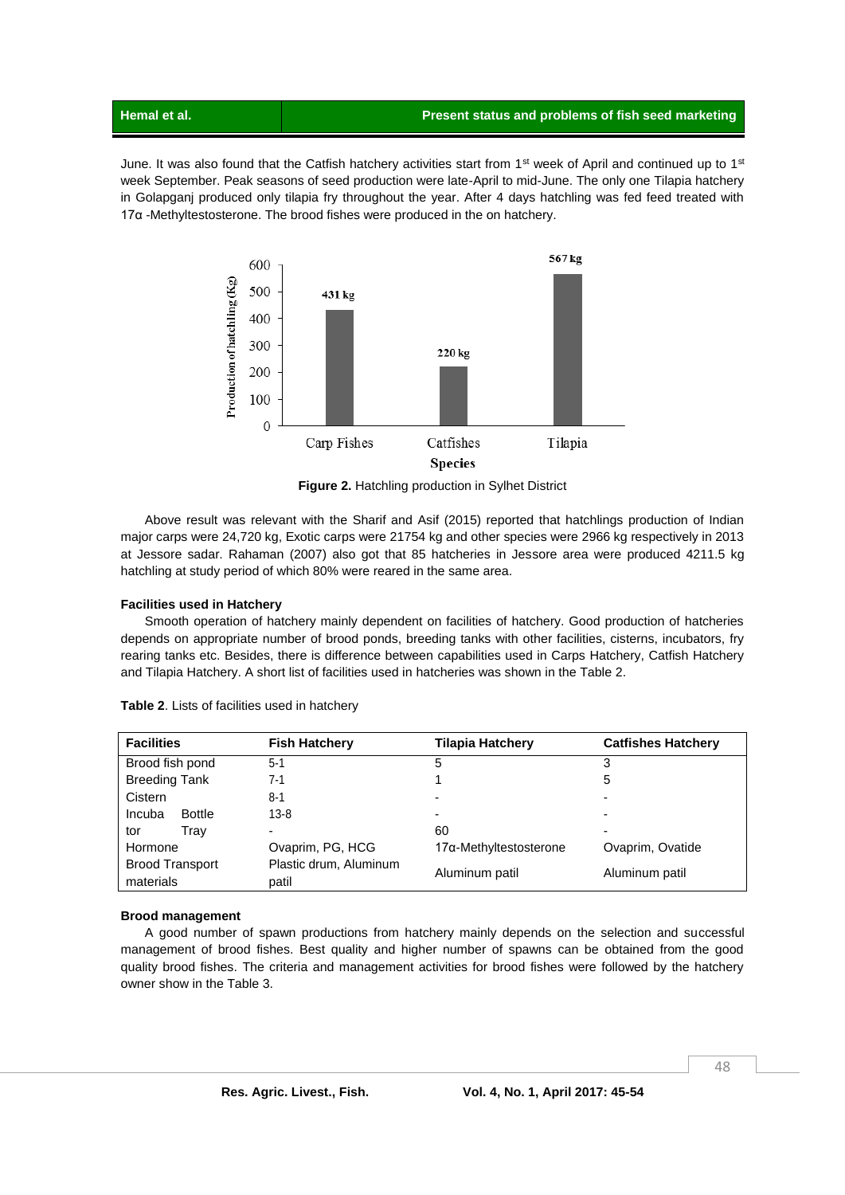June. It was also found that the Catfish hatchery activities start from 1st week of April and continued up to 1st week September. Peak seasons of seed production were late-April to mid-June. The only one Tilapia hatchery in Golapganj produced only tilapia fry throughout the year. After 4 days hatchling was fed feed treated with 17α -Methyltestosterone. The brood fishes were produced in the on hatchery.

**Figure 2.** Hatchling production in Sylhet District

Above result was relevant with the Sharif and Asif (2015) reported that hatchlings production of Indian major carps were 24,720 kg, Exotic carps were 21754 kg and other species were 2966 kg respectively in 2013 at Jessore sadar. Rahaman (2007) also got that 85 hatcheries in Jessore area were produced 4211.5 kg hatchling at study period of which 80% were reared in the same area.

**Facilities used in Hatchery**

Smooth operation of hatchery mainly dependent on facilities of hatchery. Good production of hatcheries depends on appropriate number of brood ponds, breeding tanks with other facilities, cisterns, incubators, fry rearing tanks etc. Besides, there is difference between capabilities used in Carps Hatchery, Catfish Hatchery and Tilapia Hatchery. A short list of facilities used in hatcheries was shown in the Table 2.

**Table 2**. Lists of facilities used in hatchery

| Facilities | | Fish Hatchery | Tilapia Hatchery | Catfishes Hatchery |
|---|---|---|---|---|
| Brood fish pond | | 5-1 | 5 | 3 |
| Breeding Tank | | 7-1 | 1 | 5 |
| Cistern | | 8-1 | - | - |
| Incubator | Bottle | 13-8 | - | - |
| | Tray | - | 60 | - |
| Hormone | | Ovaprim, PG, HCG | 17α-Methyltestosterone | Ovaprim, Ovatide |
| Brood Transport materials | | Plastic drum, Aluminum patil | Aluminum patil | Aluminum patil |

**Brood management**

A good number of spawn productions from hatchery mainly depends on the selection and successful management of brood fishes. Best quality and higher number of spawns can be obtained from the good quality brood fishes. The criteria and management activities for brood fishes were followed by the hatchery owner show in the Table 3.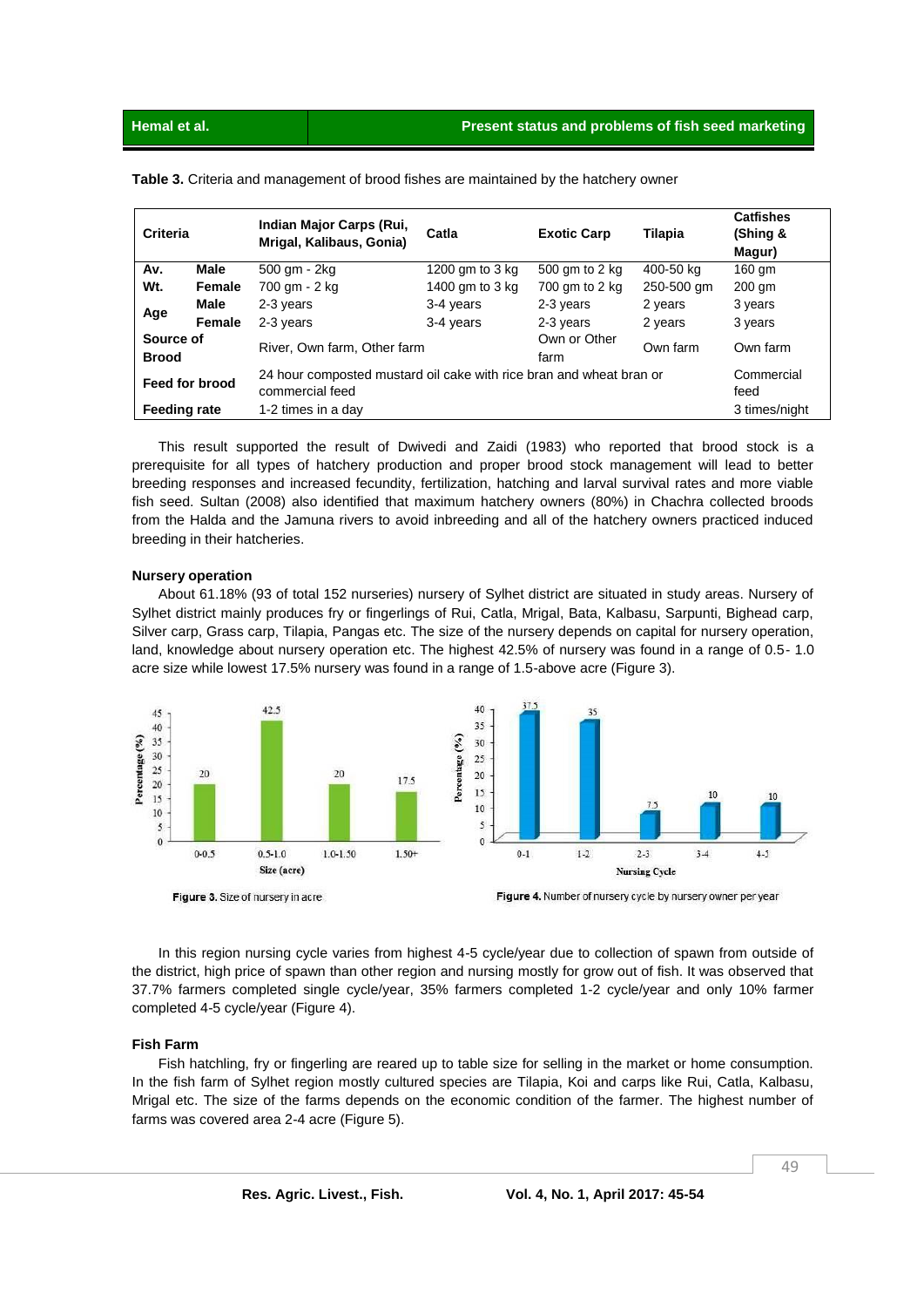**Table 3.** Criteria and management of brood fishes are maintained by the hatchery owner

| Criteria | | Indian Major Carps (Rui, Mrigal, Kalibaus, Gonia) | Catla | Exotic Carp | Tilapia | Catfishes (Shing & Magur) |
|---|---|---|---|---|---|---|
| Av. Wt. | Male | 500 gm - 2kg | 1200 gm to 3 kg | 500 gm to 2 kg | 400-50 kg | 160 gm |
| | Female | 700 gm - 2 kg | 1400 gm to 3 kg | 700 gm to 2 kg | 250-500 gm | 200 gm |
| Age | Male | 2-3 years | 3-4 years | 2-3 years | 2 years | 3 years |
| | Female | 2-3 years | 3-4 years | 2-3 years | 2 years | 3 years |
| Source of Brood | | River, Own farm, Other farm | | Own or Other farm | Own farm | Own farm |
| Feed for brood | | 24 hour composted mustard oil cake with rice bran and wheat bran or commercial feed | | | | Commercial feed |
| Feeding rate | | 1-2 times in a day | | | | 3 times/night |

This result supported the result of Dwivedi and Zaidi (1983) who reported that brood stock is a prerequisite for all types of hatchery production and proper brood stock management will lead to better breeding responses and increased fecundity, fertilization, hatching and larval survival rates and more viable fish seed. Sultan (2008) also identified that maximum hatchery owners (80%) in Chachra collected broods from the Halda and the Jamuna rivers to avoid inbreeding and all of the hatchery owners practiced induced breeding in their hatcheries.

**Nursery operation**

About 61.18% (93 of total 152 nurseries) nursery of Sylhet district are situated in study areas. Nursery of Sylhet district mainly produces fry or fingerlings of Rui, Catla, Mrigal, Bata, Kalbasu, Sarpunti, Bighead carp, Silver carp, Grass carp, Tilapia, Pangas etc. The size of the nursery depends on capital for nursery operation, land, knowledge about nursery operation etc. The highest 42.5% of nursery was found in a range of 0.5- 1.0 acre size while lowest 17.5% nursery was found in a range of 1.5-above acre (Figure 3).

Figure 3. Size of nursery in acre

Figure 4. Number of nursery cycle by nursery owner per year

In this region nursing cycle varies from highest 4-5 cycle/year due to collection of spawn from outside of the district, high price of spawn than other region and nursing mostly for grow out of fish. It was observed that 37.7% farmers completed single cycle/year, 35% farmers completed 1-2 cycle/year and only 10% farmer completed 4-5 cycle/year (Figure 4).

**Fish Farm**

Fish hatchling, fry or fingerling are reared up to table size for selling in the market or home consumption. In the fish farm of Sylhet region mostly cultured species are Tilapia, Koi and carps like Rui, Catla, Kalbasu, Mrigal etc. The size of the farms depends on the economic condition of the farmer. The highest number of farms was covered area 2-4 acre (Figure 5).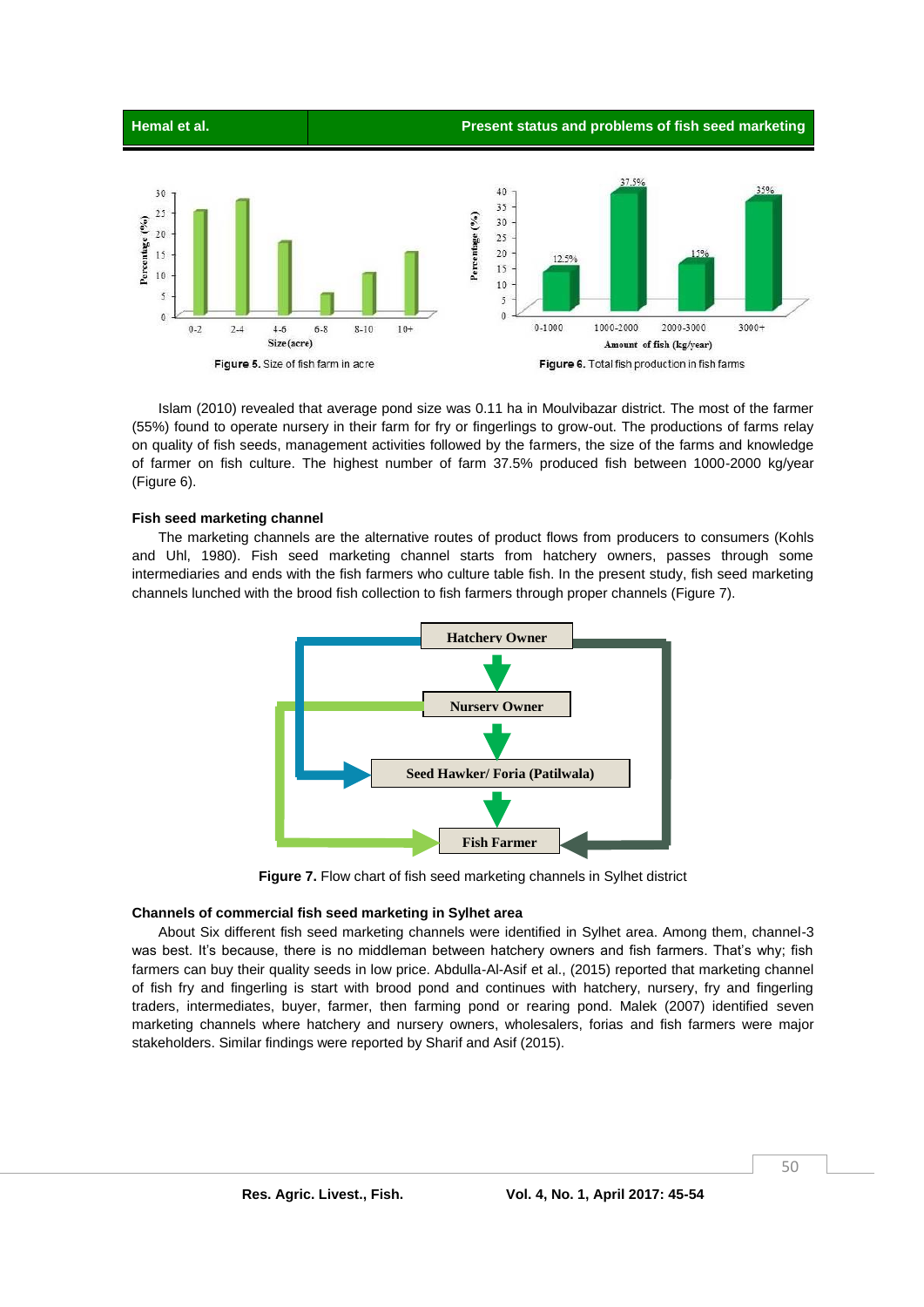Figure 5. Size of fish farm in acre

Figure 6. Total fish production in fish farms

Islam (2010) revealed that average pond size was 0.11 ha in Moulvibazar district. The most of the farmer (55%) found to operate nursery in their farm for fry or fingerlings to grow-out. The productions of farms relay on quality of fish seeds, management activities followed by the farmers, the size of the farms and knowledge of farmer on fish culture. The highest number of farm 37.5% produced fish between 1000-2000 kg/year (Figure 6).

### Fish seed marketing channel

The marketing channels are the alternative routes of product flows from producers to consumers (Kohls and Uhl, 1980). Fish seed marketing channel starts from hatchery owners, passes through some intermediaries and ends with the fish farmers who culture table fish. In the present study, fish seed marketing channels lunched with the brood fish collection to fish farmers through proper channels (Figure 7).

**Figure 7.** Flow chart of fish seed marketing channels in Sylhet district

### Channels of commercial fish seed marketing in Sylhet area

About Six different fish seed marketing channels were identified in Sylhet area. Among them, channel-3 was best. It's because, there is no middleman between hatchery owners and fish farmers. That's why; fish farmers can buy their quality seeds in low price. Abdulla-Al-Asif et al., (2015) reported that marketing channel of fish fry and fingerling is start with brood pond and continues with hatchery, nursery, fry and fingerling traders, intermediates, buyer, farmer, then farming pond or rearing pond. Malek (2007) identified seven marketing channels where hatchery and nursery owners, wholesalers, forias and fish farmers were major stakeholders. Similar findings were reported by Sharif and Asif (2015).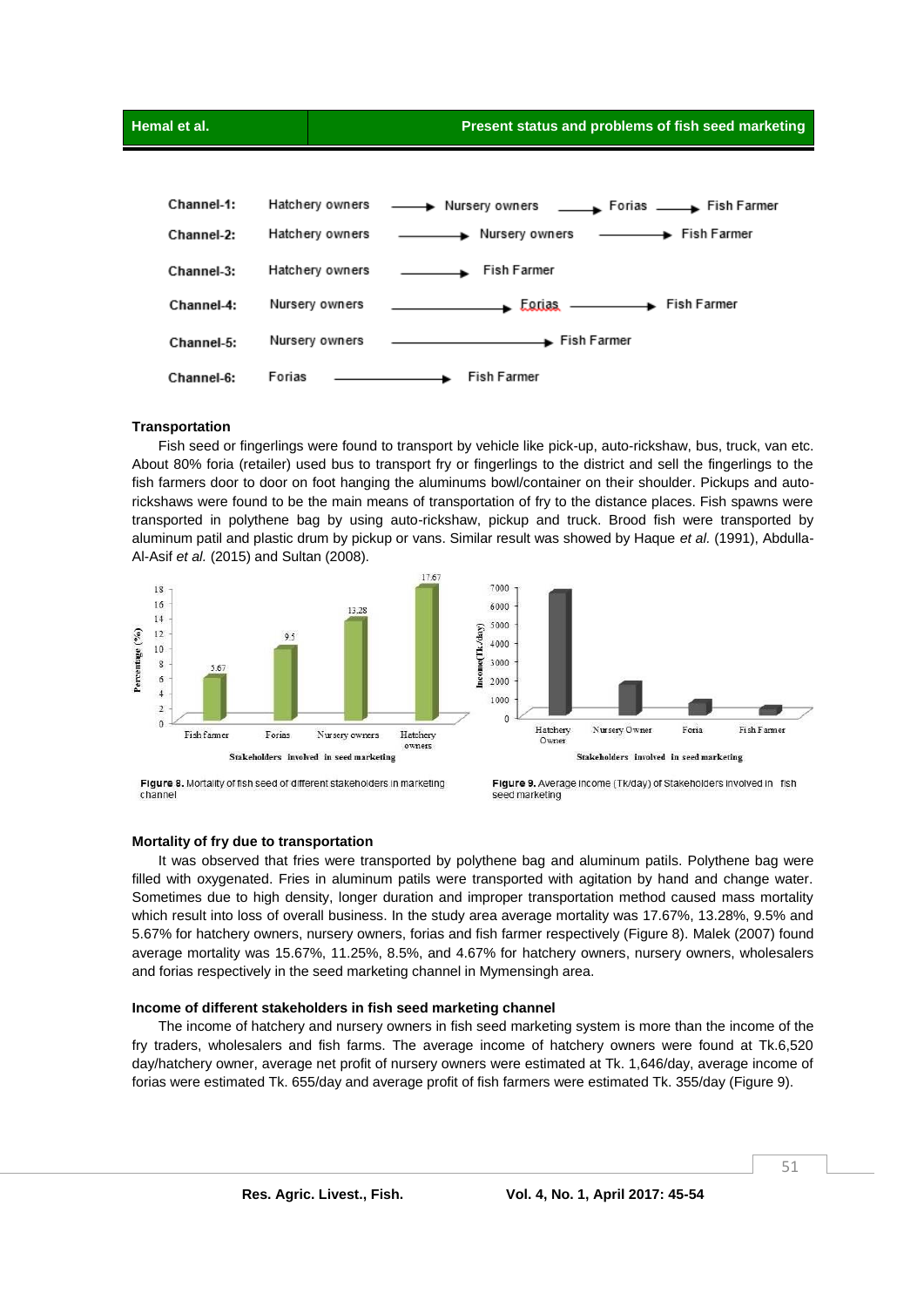Channel-1: Hatchery owners → Nursery owners → Forias → Fish Farmer

Channel-2: Hatchery owners → Nursery owners → Fish Farmer

Channel-3: Hatchery owners → Fish Farmer

Channel-4: Nursery owners → Forias → Fish Farmer

Channel-5: Nursery owners → Fish Farmer

Channel-6: Forias → Fish Farmer

### Transportation

Fish seed or fingerlings were found to transport by vehicle like pick-up, auto-rickshaw, bus, truck, van etc. About 80% foria (retailer) used bus to transport fry or fingerlings to the district and sell the fingerlings to the fish farmers door to door on foot hanging the aluminums bowl/container on their shoulder. Pickups and auto-rickshaws were found to be the main means of transportation of fry to the distance places. Fish spawns were transported in polythene bag by using auto-rickshaw, pickup and truck. Brood fish were transported by aluminum patil and plastic drum by pickup or vans. Similar result was showed by Haque *et al.* (1991), Abdulla-Al-Asif *et al.* (2015) and Sultan (2008).

Figure 8. Mortality of fish seed of different stakeholders in marketing channel

Figure 9. Average income (Tk/day) of Stakeholders involved in fish seed marketing

### Mortality of fry due to transportation

It was observed that fries were transported by polythene bag and aluminum patils. Polythene bag were filled with oxygenated. Fries in aluminum patils were transported with agitation by hand and change water. Sometimes due to high density, longer duration and improper transportation method caused mass mortality which result into loss of overall business. In the study area average mortality was 17.67%, 13.28%, 9.5% and 5.67% for hatchery owners, nursery owners, forias and fish farmer respectively (Figure 8). Malek (2007) found average mortality was 15.67%, 11.25%, 8.5%, and 4.67% for hatchery owners, nursery owners, wholesalers and forias respectively in the seed marketing channel in Mymensingh area.

### Income of different stakeholders in fish seed marketing channel

The income of hatchery and nursery owners in fish seed marketing system is more than the income of the fry traders, wholesalers and fish farms. The average income of hatchery owners were found at Tk.6,520 day/hatchery owner, average net profit of nursery owners were estimated at Tk. 1,646/day, average income of forias were estimated Tk. 655/day and average profit of fish farmers were estimated Tk. 355/day (Figure 9).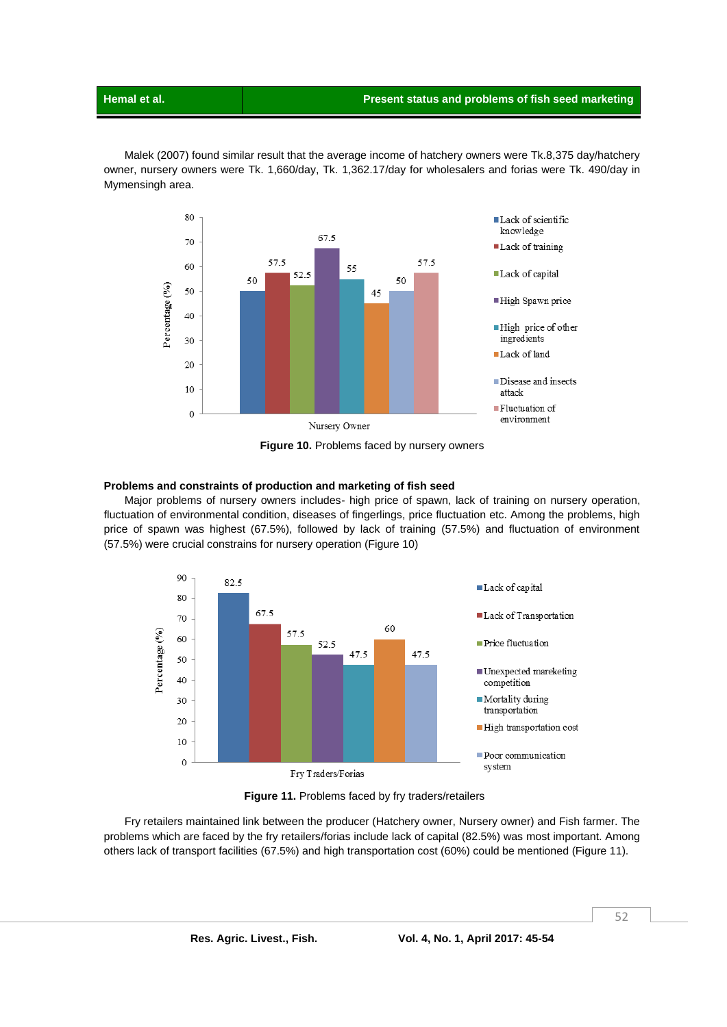Malek (2007) found similar result that the average income of hatchery owners were Tk.8,375 day/hatchery owner, nursery owners were Tk. 1,660/day, Tk. 1,362.17/day for wholesalers and forias were Tk. 490/day in Mymensingh area.

**Figure 10.** Problems faced by nursery owners

### Problems and constraints of production and marketing of fish seed

Major problems of nursery owners includes- high price of spawn, lack of training on nursery operation, fluctuation of environmental condition, diseases of fingerlings, price fluctuation etc. Among the problems, high price of spawn was highest (67.5%), followed by lack of training (57.5%) and fluctuation of environment (57.5%) were crucial constrains for nursery operation (Figure 10)

**Figure 11.** Problems faced by fry traders/retailers

Fry retailers maintained link between the producer (Hatchery owner, Nursery owner) and Fish farmer. The problems which are faced by the fry retailers/forias include lack of capital (82.5%) was most important. Among others lack of transport facilities (67.5%) and high transportation cost (60%) could be mentioned (Figure 11).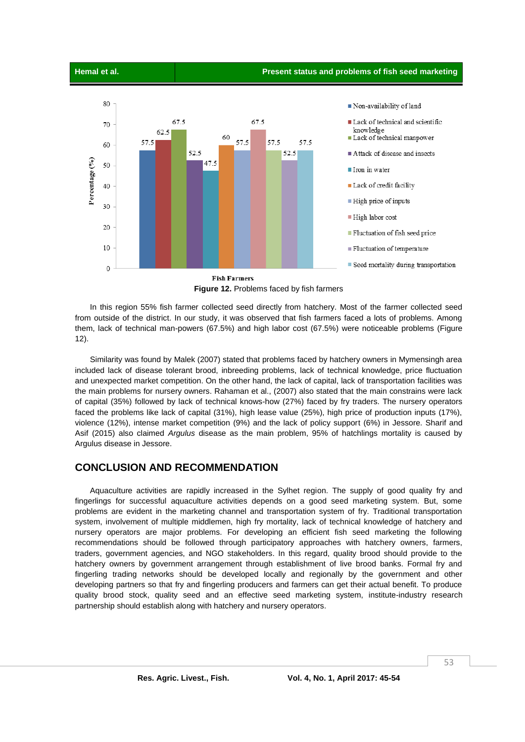Figure 12. Problems faced by fish farmers

In this region 55% fish farmer collected seed directly from hatchery. Most of the farmer collected seed from outside of the district. In our study, it was observed that fish farmers faced a lots of problems. Among them, lack of technical man-powers (67.5%) and high labor cost (67.5%) were noticeable problems (Figure 12).

Similarity was found by Malek (2007) stated that problems faced by hatchery owners in Mymensingh area included lack of disease tolerant brood, inbreeding problems, lack of technical knowledge, price fluctuation and unexpected market competition. On the other hand, the lack of capital, lack of transportation facilities was the main problems for nursery owners. Rahaman et al., (2007) also stated that the main constrains were lack of capital (35%) followed by lack of technical knows-how (27%) faced by fry traders. The nursery operators faced the problems like lack of capital (31%), high lease value (25%), high price of production inputs (17%), violence (12%), intense market competition (9%) and the lack of policy support (6%) in Jessore. Sharif and Asif (2015) also claimed *Argulus* disease as the main problem, 95% of hatchlings mortality is caused by Argulus disease in Jessore.

## CONCLUSION AND RECOMMENDATION

Aquaculture activities are rapidly increased in the Sylhet region. The supply of good quality fry and fingerlings for successful aquaculture activities depends on a good seed marketing system. But, some problems are evident in the marketing channel and transportation system of fry. Traditional transportation system, involvement of multiple middlemen, high fry mortality, lack of technical knowledge of hatchery and nursery operators are major problems. For developing an efficient fish seed marketing the following recommendations should be followed through participatory approaches with hatchery owners, farmers, traders, government agencies, and NGO stakeholders. In this regard, quality brood should provide to the hatchery owners by government arrangement through establishment of live brood banks. Formal fry and fingerling trading networks should be developed locally and regionally by the government and other developing partners so that fry and fingerling producers and farmers can get their actual benefit. To produce quality brood stock, quality seed and an effective seed marketing system, institute-industry research partnership should establish along with hatchery and nursery operators.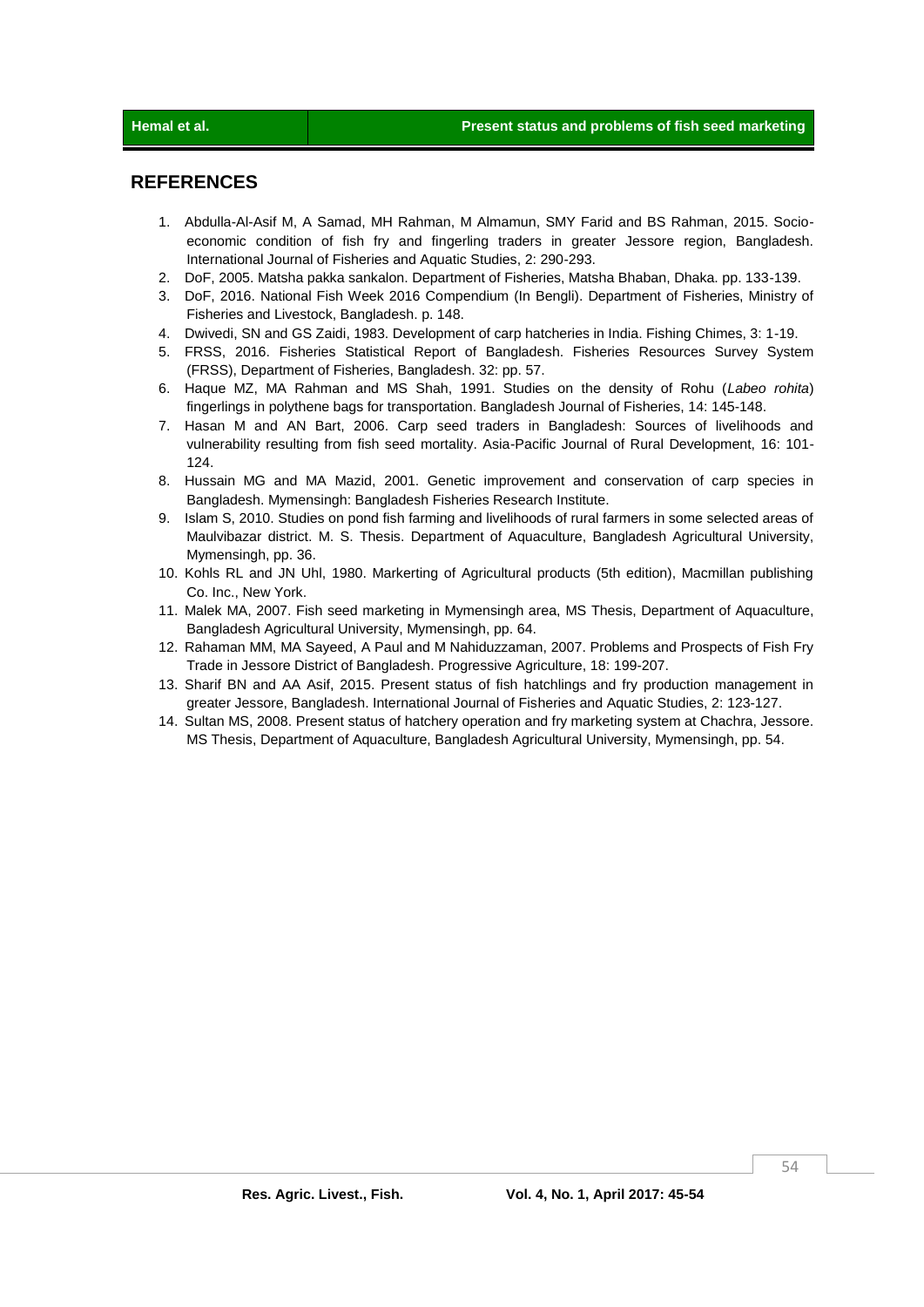## REFERENCES

1. Abdulla-Al-Asif M, A Samad, MH Rahman, M Almamun, SMY Farid and BS Rahman, 2015. Socio-economic condition of fish fry and fingerling traders in greater Jessore region, Bangladesh. International Journal of Fisheries and Aquatic Studies, 2: 290-293.
2. DoF, 2005. Matsha pakka sankalon. Department of Fisheries, Matsha Bhaban, Dhaka. pp. 133-139.
3. DoF, 2016. National Fish Week 2016 Compendium (In Bengli). Department of Fisheries, Ministry of Fisheries and Livestock, Bangladesh. p. 148.
4. Dwivedi, SN and GS Zaidi, 1983. Development of carp hatcheries in India. Fishing Chimes, 3: 1-19.
5. FRSS, 2016. Fisheries Statistical Report of Bangladesh. Fisheries Resources Survey System (FRSS), Department of Fisheries, Bangladesh. 32: pp. 57.
6. Haque MZ, MA Rahman and MS Shah, 1991. Studies on the density of Rohu (*Labeo rohita*) fingerlings in polythene bags for transportation. Bangladesh Journal of Fisheries, 14: 145-148.
7. Hasan M and AN Bart, 2006. Carp seed traders in Bangladesh: Sources of livelihoods and vulnerability resulting from fish seed mortality. Asia-Pacific Journal of Rural Development, 16: 101-124.
8. Hussain MG and MA Mazid, 2001. Genetic improvement and conservation of carp species in Bangladesh. Mymensingh: Bangladesh Fisheries Research Institute.
9. Islam S, 2010. Studies on pond fish farming and livelihoods of rural farmers in some selected areas of Maulvibazar district. M. S. Thesis. Department of Aquaculture, Bangladesh Agricultural University, Mymensingh, pp. 36.
10. Kohls RL and JN Uhl, 1980. Markerting of Agricultural products (5th edition), Macmillan publishing Co. Inc., New York.
11. Malek MA, 2007. Fish seed marketing in Mymensingh area, MS Thesis, Department of Aquaculture, Bangladesh Agricultural University, Mymensingh, pp. 64.
12. Rahaman MM, MA Sayeed, A Paul and M Nahiduzzaman, 2007. Problems and Prospects of Fish Fry Trade in Jessore District of Bangladesh. Progressive Agriculture, 18: 199-207.
13. Sharif BN and AA Asif, 2015. Present status of fish hatchlings and fry production management in greater Jessore, Bangladesh. International Journal of Fisheries and Aquatic Studies, 2: 123-127.
14. Sultan MS, 2008. Present status of hatchery operation and fry marketing system at Chachra, Jessore. MS Thesis, Department of Aquaculture, Bangladesh Agricultural University, Mymensingh, pp. 54.